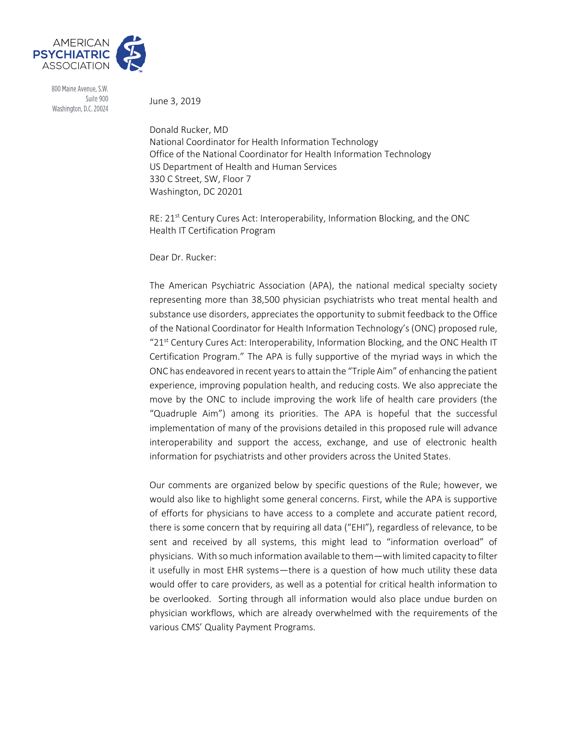AMERICAN PSYCHIATRIC ASSOCIATION

800 Maine Avenue, S.W.
Suite 900
Washington, D.C. 20024

June 3, 2019

Donald Rucker, MD
National Coordinator for Health Information Technology
Office of the National Coordinator for Health Information Technology
US Department of Health and Human Services
330 C Street, SW, Floor 7
Washington, DC 20201

RE: 21st Century Cures Act: Interoperability, Information Blocking, and the ONC Health IT Certification Program

Dear Dr. Rucker:

The American Psychiatric Association (APA), the national medical specialty society representing more than 38,500 physician psychiatrists who treat mental health and substance use disorders, appreciates the opportunity to submit feedback to the Office of the National Coordinator for Health Information Technology's (ONC) proposed rule, "21st Century Cures Act: Interoperability, Information Blocking, and the ONC Health IT Certification Program." The APA is fully supportive of the myriad ways in which the ONC has endeavored in recent years to attain the "Triple Aim" of enhancing the patient experience, improving population health, and reducing costs. We also appreciate the move by the ONC to include improving the work life of health care providers (the "Quadruple Aim") among its priorities. The APA is hopeful that the successful implementation of many of the provisions detailed in this proposed rule will advance interoperability and support the access, exchange, and use of electronic health information for psychiatrists and other providers across the United States.

Our comments are organized below by specific questions of the Rule; however, we would also like to highlight some general concerns. First, while the APA is supportive of efforts for physicians to have access to a complete and accurate patient record, there is some concern that by requiring all data ("EHI"), regardless of relevance, to be sent and received by all systems, this might lead to "information overload" of physicians. With so much information available to them—with limited capacity to filter it usefully in most EHR systems—there is a question of how much utility these data would offer to care providers, as well as a potential for critical health information to be overlooked. Sorting through all information would also place undue burden on physician workflows, which are already overwhelmed with the requirements of the various CMS' Quality Payment Programs.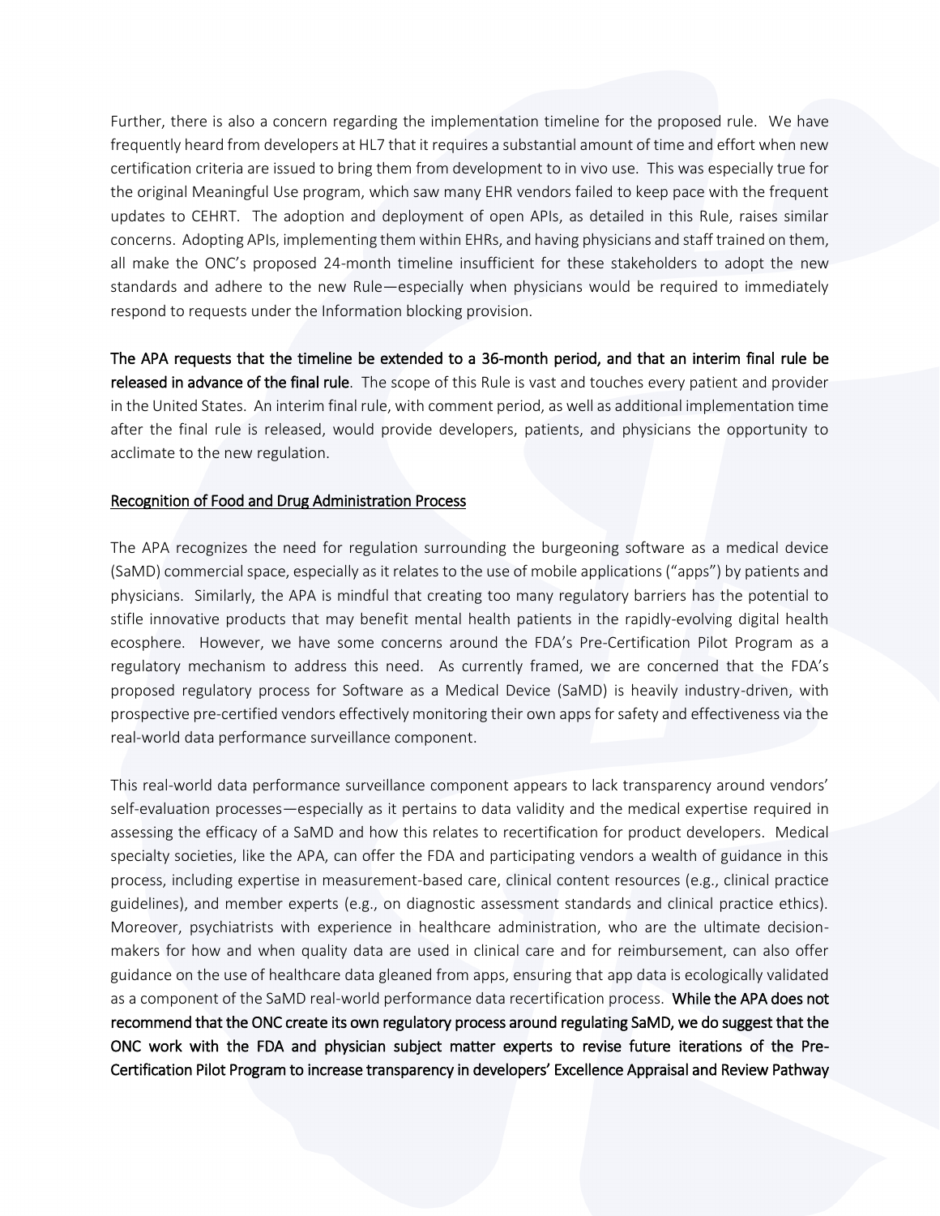Further, there is also a concern regarding the implementation timeline for the proposed rule. We have frequently heard from developers at HL7 that it requires a substantial amount of time and effort when new certification criteria are issued to bring them from development to in vivo use. This was especially true for the original Meaningful Use program, which saw many EHR vendors failed to keep pace with the frequent updates to CEHRT. The adoption and deployment of open APIs, as detailed in this Rule, raises similar concerns. Adopting APIs, implementing them within EHRs, and having physicians and staff trained on them, all make the ONC's proposed 24-month timeline insufficient for these stakeholders to adopt the new standards and adhere to the new Rule—especially when physicians would be required to immediately respond to requests under the Information blocking provision.

**The APA requests that the timeline be extended to a 36-month period, and that an interim final rule be released in advance of the final rule**. The scope of this Rule is vast and touches every patient and provider in the United States. An interim final rule, with comment period, as well as additional implementation time after the final rule is released, would provide developers, patients, and physicians the opportunity to acclimate to the new regulation.

<u>Recognition of Food and Drug Administration Process</u>

The APA recognizes the need for regulation surrounding the burgeoning software as a medical device (SaMD) commercial space, especially as it relates to the use of mobile applications ("apps") by patients and physicians. Similarly, the APA is mindful that creating too many regulatory barriers has the potential to stifle innovative products that may benefit mental health patients in the rapidly-evolving digital health ecosphere. However, we have some concerns around the FDA's Pre-Certification Pilot Program as a regulatory mechanism to address this need. As currently framed, we are concerned that the FDA's proposed regulatory process for Software as a Medical Device (SaMD) is heavily industry-driven, with prospective pre-certified vendors effectively monitoring their own apps for safety and effectiveness via the real-world data performance surveillance component.

This real-world data performance surveillance component appears to lack transparency around vendors' self-evaluation processes—especially as it pertains to data validity and the medical expertise required in assessing the efficacy of a SaMD and how this relates to recertification for product developers. Medical specialty societies, like the APA, can offer the FDA and participating vendors a wealth of guidance in this process, including expertise in measurement-based care, clinical content resources (e.g., clinical practice guidelines), and member experts (e.g., on diagnostic assessment standards and clinical practice ethics). Moreover, psychiatrists with experience in healthcare administration, who are the ultimate decision-makers for how and when quality data are used in clinical care and for reimbursement, can also offer guidance on the use of healthcare data gleaned from apps, ensuring that app data is ecologically validated as a component of the SaMD real-world performance data recertification process. **While the APA does not recommend that the ONC create its own regulatory process around regulating SaMD, we do suggest that the ONC work with the FDA and physician subject matter experts to revise future iterations of the Pre-Certification Pilot Program to increase transparency in developers' Excellence Appraisal and Review Pathway**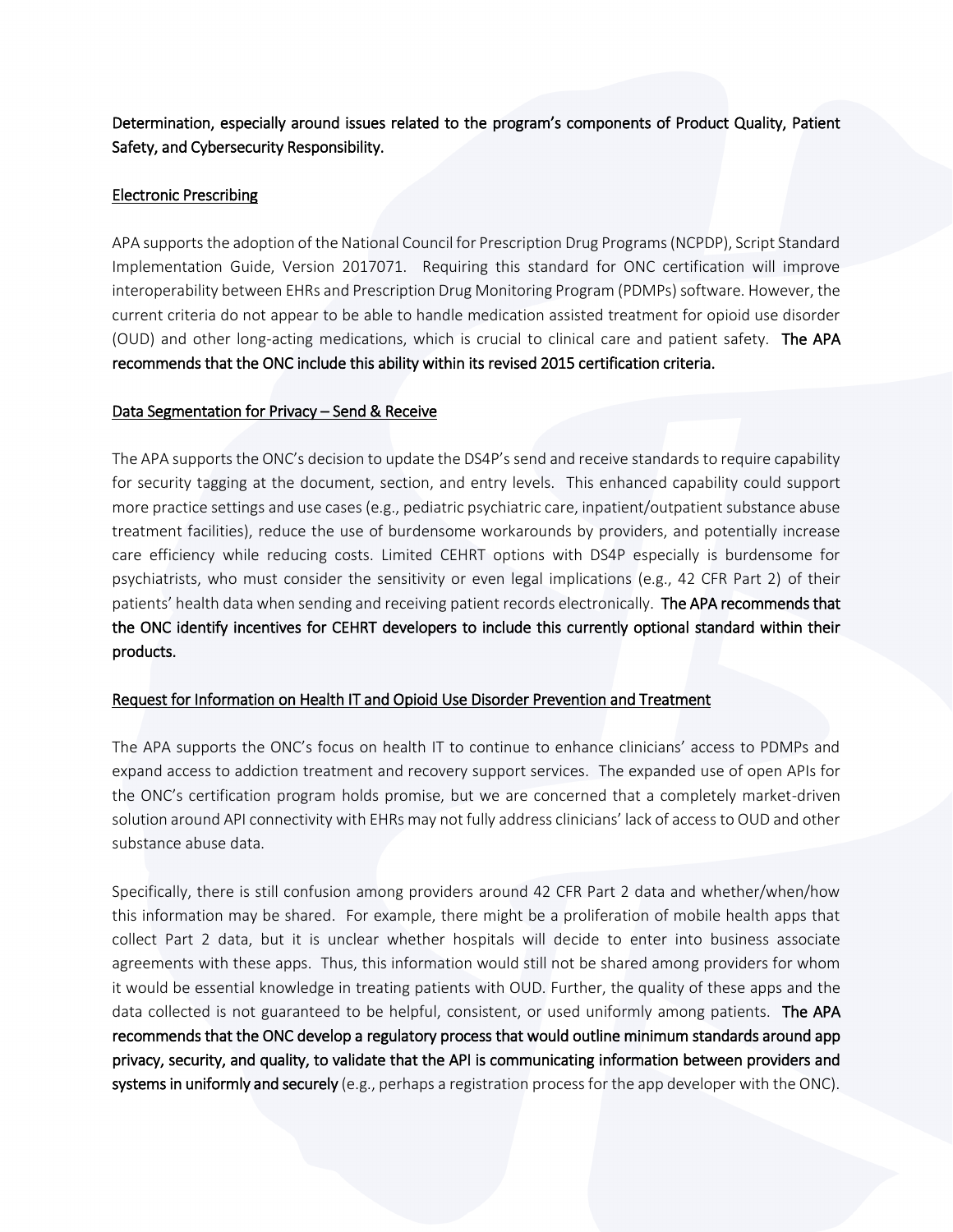**Determination, especially around issues related to the program's components of Product Quality, Patient Safety, and Cybersecurity Responsibility.**

## Electronic Prescribing

APA supports the adoption of the National Council for Prescription Drug Programs (NCPDP), Script Standard Implementation Guide, Version 2017071. Requiring this standard for ONC certification will improve interoperability between EHRs and Prescription Drug Monitoring Program (PDMPs) software. However, the current criteria do not appear to be able to handle medication assisted treatment for opioid use disorder (OUD) and other long-acting medications, which is crucial to clinical care and patient safety. **The APA recommends that the ONC include this ability within its revised 2015 certification criteria.**

## Data Segmentation for Privacy – Send & Receive

The APA supports the ONC's decision to update the DS4P's send and receive standards to require capability for security tagging at the document, section, and entry levels. This enhanced capability could support more practice settings and use cases (e.g., pediatric psychiatric care, inpatient/outpatient substance abuse treatment facilities), reduce the use of burdensome workarounds by providers, and potentially increase care efficiency while reducing costs. Limited CEHRT options with DS4P especially is burdensome for psychiatrists, who must consider the sensitivity or even legal implications (e.g., 42 CFR Part 2) of their patients' health data when sending and receiving patient records electronically. **The APA recommends that the ONC identify incentives for CEHRT developers to include this currently optional standard within their products.**

## Request for Information on Health IT and Opioid Use Disorder Prevention and Treatment

The APA supports the ONC's focus on health IT to continue to enhance clinicians' access to PDMPs and expand access to addiction treatment and recovery support services. The expanded use of open APIs for the ONC's certification program holds promise, but we are concerned that a completely market-driven solution around API connectivity with EHRs may not fully address clinicians' lack of access to OUD and other substance abuse data.

Specifically, there is still confusion among providers around 42 CFR Part 2 data and whether/when/how this information may be shared. For example, there might be a proliferation of mobile health apps that collect Part 2 data, but it is unclear whether hospitals will decide to enter into business associate agreements with these apps. Thus, this information would still not be shared among providers for whom it would be essential knowledge in treating patients with OUD. Further, the quality of these apps and the data collected is not guaranteed to be helpful, consistent, or used uniformly among patients. **The APA recommends that the ONC develop a regulatory process that would outline minimum standards around app privacy, security, and quality, to validate that the API is communicating information between providers and systems in uniformly and securely** (e.g., perhaps a registration process for the app developer with the ONC).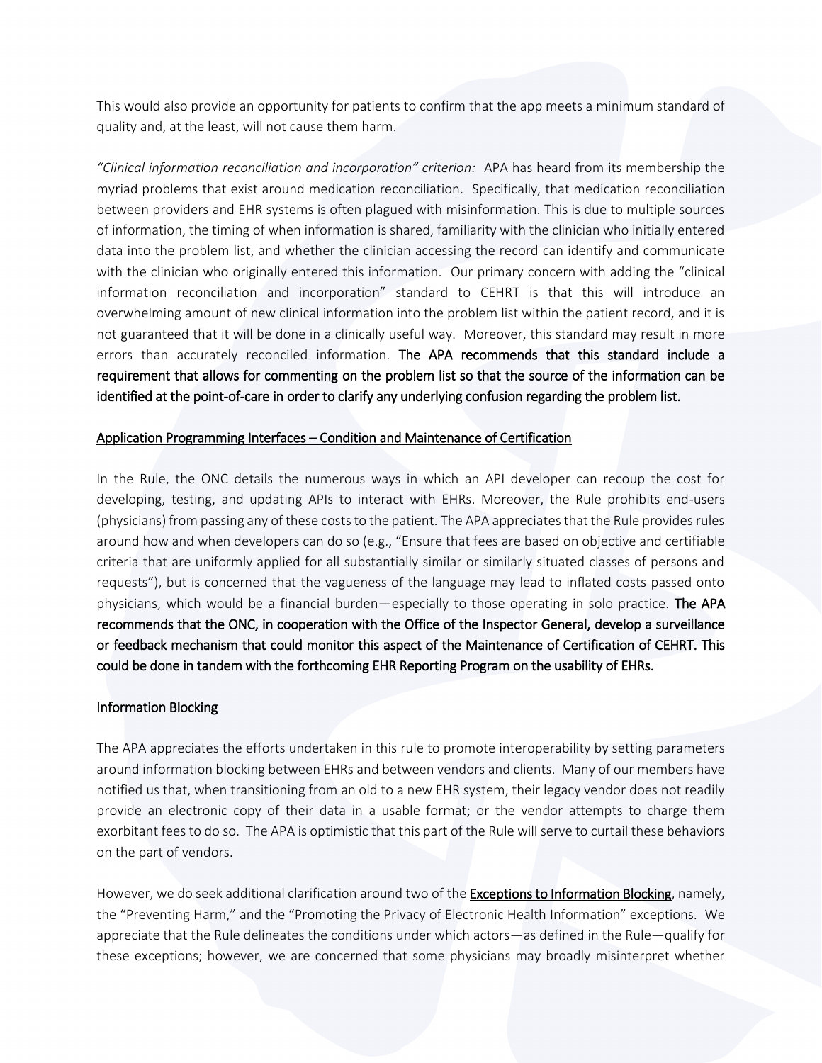This would also provide an opportunity for patients to confirm that the app meets a minimum standard of quality and, at the least, will not cause them harm.

*"Clinical information reconciliation and incorporation" criterion:* APA has heard from its membership the myriad problems that exist around medication reconciliation. Specifically, that medication reconciliation between providers and EHR systems is often plagued with misinformation. This is due to multiple sources of information, the timing of when information is shared, familiarity with the clinician who initially entered data into the problem list, and whether the clinician accessing the record can identify and communicate with the clinician who originally entered this information. Our primary concern with adding the "clinical information reconciliation and incorporation" standard to CEHRT is that this will introduce an overwhelming amount of new clinical information into the problem list within the patient record, and it is not guaranteed that it will be done in a clinically useful way. Moreover, this standard may result in more errors than accurately reconciled information. **The APA recommends that this standard include a requirement that allows for commenting on the problem list so that the source of the information can be identified at the point-of-care in order to clarify any underlying confusion regarding the problem list.**

## Application Programming Interfaces – Condition and Maintenance of Certification

In the Rule, the ONC details the numerous ways in which an API developer can recoup the cost for developing, testing, and updating APIs to interact with EHRs. Moreover, the Rule prohibits end-users (physicians) from passing any of these costs to the patient. The APA appreciates that the Rule provides rules around how and when developers can do so (e.g., "Ensure that fees are based on objective and certifiable criteria that are uniformly applied for all substantially similar or similarly situated classes of persons and requests"), but is concerned that the vagueness of the language may lead to inflated costs passed onto physicians, which would be a financial burden—especially to those operating in solo practice. **The APA recommends that the ONC, in cooperation with the Office of the Inspector General, develop a surveillance or feedback mechanism that could monitor this aspect of the Maintenance of Certification of CEHRT. This could be done in tandem with the forthcoming EHR Reporting Program on the usability of EHRs.**

## Information Blocking

The APA appreciates the efforts undertaken in this rule to promote interoperability by setting parameters around information blocking between EHRs and between vendors and clients. Many of our members have notified us that, when transitioning from an old to a new EHR system, their legacy vendor does not readily provide an electronic copy of their data in a usable format; or the vendor attempts to charge them exorbitant fees to do so. The APA is optimistic that this part of the Rule will serve to curtail these behaviors on the part of vendors.

However, we do seek additional clarification around two of the **Exceptions to Information Blocking**, namely, the "Preventing Harm," and the "Promoting the Privacy of Electronic Health Information" exceptions. We appreciate that the Rule delineates the conditions under which actors—as defined in the Rule—qualify for these exceptions; however, we are concerned that some physicians may broadly misinterpret whether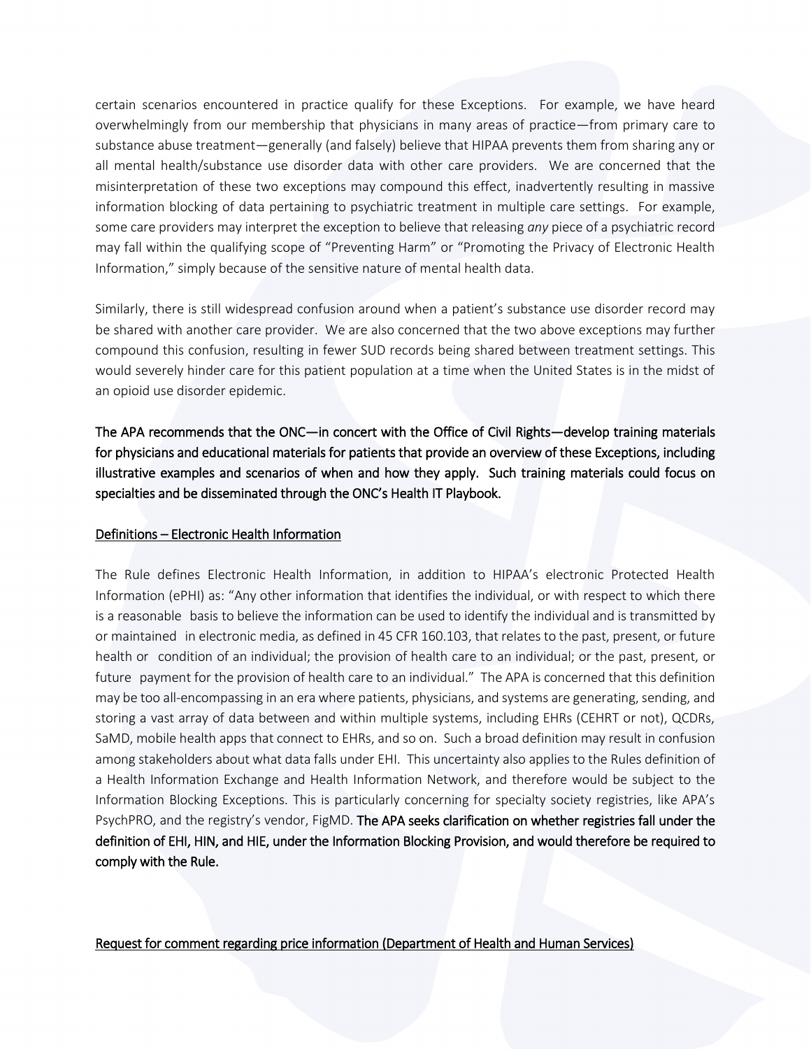certain scenarios encountered in practice qualify for these Exceptions. For example, we have heard overwhelmingly from our membership that physicians in many areas of practice—from primary care to substance abuse treatment—generally (and falsely) believe that HIPAA prevents them from sharing any or all mental health/substance use disorder data with other care providers. We are concerned that the misinterpretation of these two exceptions may compound this effect, inadvertently resulting in massive information blocking of data pertaining to psychiatric treatment in multiple care settings. For example, some care providers may interpret the exception to believe that releasing *any* piece of a psychiatric record may fall within the qualifying scope of "Preventing Harm" or "Promoting the Privacy of Electronic Health Information," simply because of the sensitive nature of mental health data.

Similarly, there is still widespread confusion around when a patient's substance use disorder record may be shared with another care provider. We are also concerned that the two above exceptions may further compound this confusion, resulting in fewer SUD records being shared between treatment settings. This would severely hinder care for this patient population at a time when the United States is in the midst of an opioid use disorder epidemic.

**The APA recommends that the ONC—in concert with the Office of Civil Rights—develop training materials for physicians and educational materials for patients that provide an overview of these Exceptions, including illustrative examples and scenarios of when and how they apply. Such training materials could focus on specialties and be disseminated through the ONC's Health IT Playbook.**

<u>Definitions – Electronic Health Information</u>

The Rule defines Electronic Health Information, in addition to HIPAA's electronic Protected Health Information (ePHI) as: "Any other information that identifies the individual, or with respect to which there is a reasonable basis to believe the information can be used to identify the individual and is transmitted by or maintained in electronic media, as defined in 45 CFR 160.103, that relates to the past, present, or future health or condition of an individual; the provision of health care to an individual; or the past, present, or future payment for the provision of health care to an individual." The APA is concerned that this definition may be too all-encompassing in an era where patients, physicians, and systems are generating, sending, and storing a vast array of data between and within multiple systems, including EHRs (CEHRT or not), QCDRs, SaMD, mobile health apps that connect to EHRs, and so on. Such a broad definition may result in confusion among stakeholders about what data falls under EHI. This uncertainty also applies to the Rules definition of a Health Information Exchange and Health Information Network, and therefore would be subject to the Information Blocking Exceptions. This is particularly concerning for specialty society registries, like APA's PsychPRO, and the registry's vendor, FigMD. **The APA seeks clarification on whether registries fall under the definition of EHI, HIN, and HIE, under the Information Blocking Provision, and would therefore be required to comply with the Rule.**

<u>Request for comment regarding price information (Department of Health and Human Services)</u>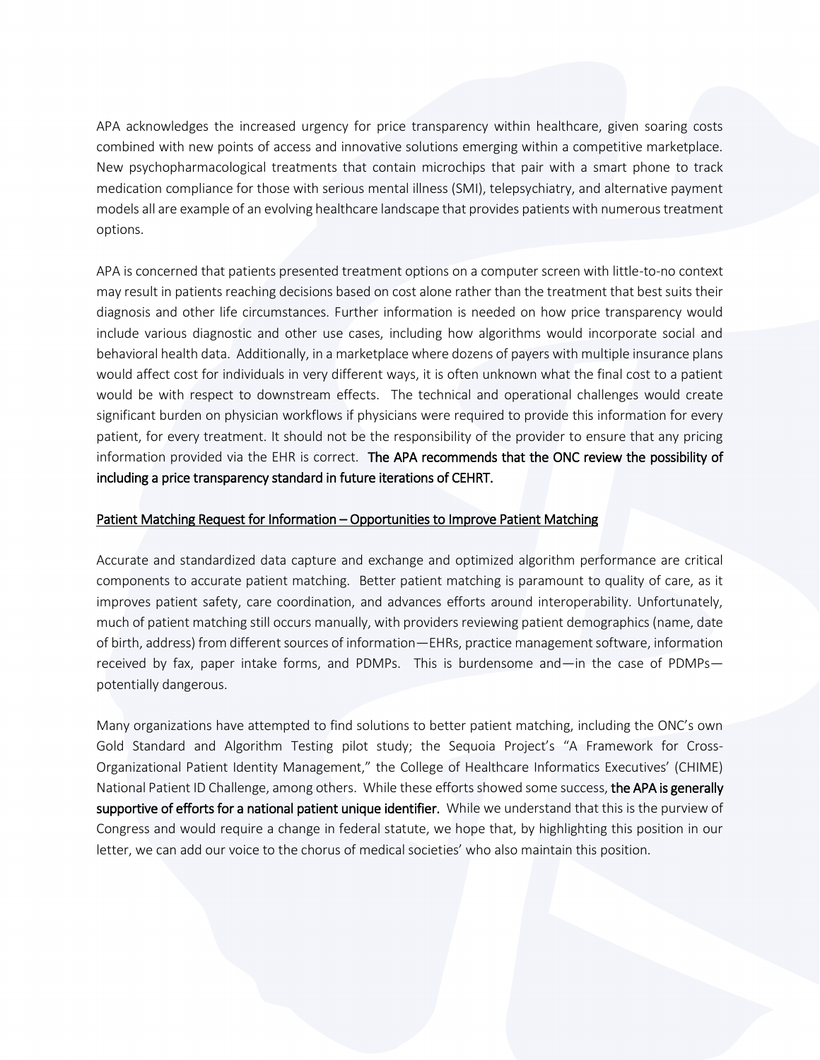APA acknowledges the increased urgency for price transparency within healthcare, given soaring costs combined with new points of access and innovative solutions emerging within a competitive marketplace. New psychopharmacological treatments that contain microchips that pair with a smart phone to track medication compliance for those with serious mental illness (SMI), telepsychiatry, and alternative payment models all are example of an evolving healthcare landscape that provides patients with numerous treatment options.

APA is concerned that patients presented treatment options on a computer screen with little-to-no context may result in patients reaching decisions based on cost alone rather than the treatment that best suits their diagnosis and other life circumstances. Further information is needed on how price transparency would include various diagnostic and other use cases, including how algorithms would incorporate social and behavioral health data. Additionally, in a marketplace where dozens of payers with multiple insurance plans would affect cost for individuals in very different ways, it is often unknown what the final cost to a patient would be with respect to downstream effects. The technical and operational challenges would create significant burden on physician workflows if physicians were required to provide this information for every patient, for every treatment. It should not be the responsibility of the provider to ensure that any pricing information provided via the EHR is correct. **The APA recommends that the ONC review the possibility of including a price transparency standard in future iterations of CEHRT.**

Patient Matching Request for Information – Opportunities to Improve Patient Matching

Accurate and standardized data capture and exchange and optimized algorithm performance are critical components to accurate patient matching. Better patient matching is paramount to quality of care, as it improves patient safety, care coordination, and advances efforts around interoperability. Unfortunately, much of patient matching still occurs manually, with providers reviewing patient demographics (name, date of birth, address) from different sources of information—EHRs, practice management software, information received by fax, paper intake forms, and PDMPs. This is burdensome and—in the case of PDMPs—potentially dangerous.

Many organizations have attempted to find solutions to better patient matching, including the ONC's own Gold Standard and Algorithm Testing pilot study; the Sequoia Project's "A Framework for Cross-Organizational Patient Identity Management," the College of Healthcare Informatics Executives' (CHIME) National Patient ID Challenge, among others. While these efforts showed some success, **the APA is generally supportive of efforts for a national patient unique identifier.** While we understand that this is the purview of Congress and would require a change in federal statute, we hope that, by highlighting this position in our letter, we can add our voice to the chorus of medical societies' who also maintain this position.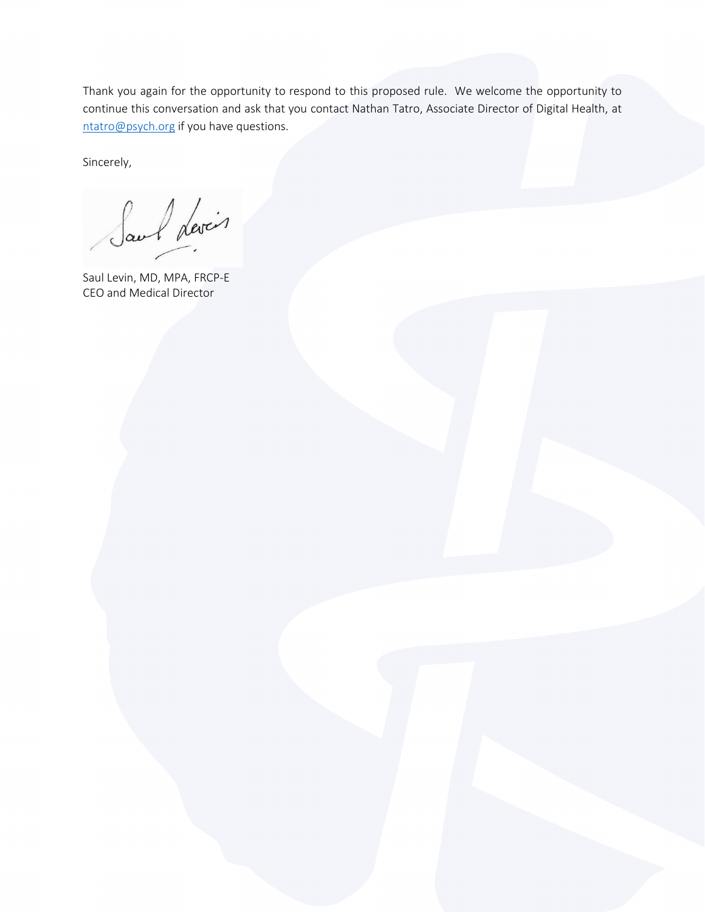Thank you again for the opportunity to respond to this proposed rule. We welcome the opportunity to continue this conversation and ask that you contact Nathan Tatro, Associate Director of Digital Health, at [ntatro@psych.org](mailto:ntatro@psych.org) if you have questions.

Sincerely,

Saul Levin, MD, MPA, FRCP-E  
CEO and Medical Director